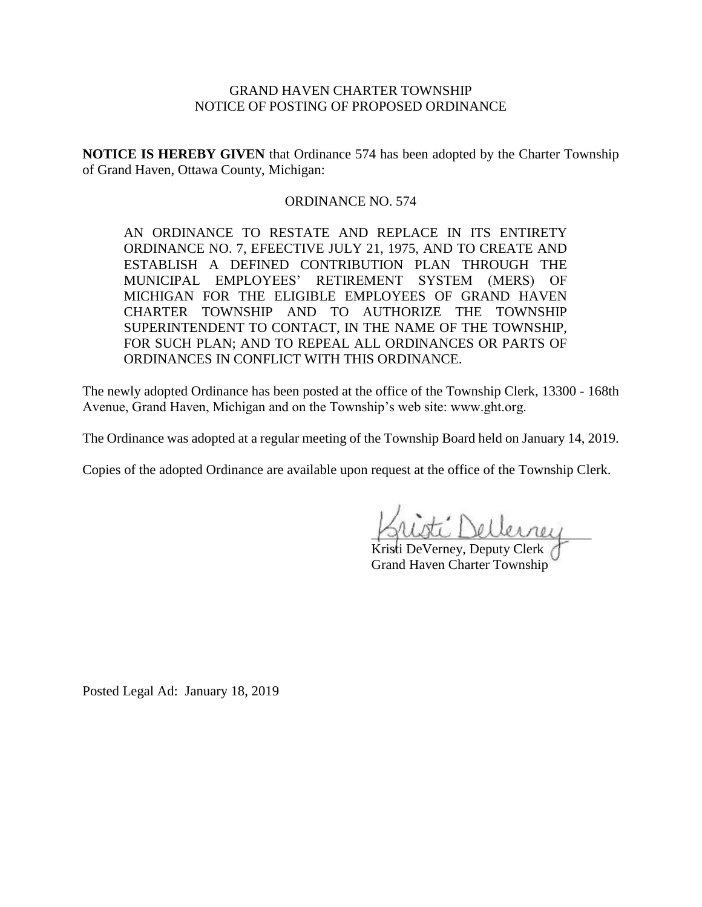GRAND HAVEN CHARTER TOWNSHIP
NOTICE OF POSTING OF PROPOSED ORDINANCE

**NOTICE IS HEREBY GIVEN** that Ordinance 574 has been adopted by the Charter Township of Grand Haven, Ottawa County, Michigan:

ORDINANCE NO. 574

> AN ORDINANCE TO RESTATE AND REPLACE IN ITS ENTIRETY ORDINANCE NO. 7, EFEECTIVE JULY 21, 1975, AND TO CREATE AND ESTABLISH A DEFINED CONTRIBUTION PLAN THROUGH THE MUNICIPAL EMPLOYEES' RETIREMENT SYSTEM (MERS) OF MICHIGAN FOR THE ELIGIBLE EMPLOYEES OF GRAND HAVEN CHARTER TOWNSHIP AND TO AUTHORIZE THE TOWNSHIP SUPERINTENDENT TO CONTACT, IN THE NAME OF THE TOWNSHIP, FOR SUCH PLAN; AND TO REPEAL ALL ORDINANCES OR PARTS OF ORDINANCES IN CONFLICT WITH THIS ORDINANCE.

The newly adopted Ordinance has been posted at the office of the Township Clerk, 13300 - 168th Avenue, Grand Haven, Michigan and on the Township's web site: www.ght.org.

The Ordinance was adopted at a regular meeting of the Township Board held on January 14, 2019.

Copies of the adopted Ordinance are available upon request at the office of the Township Clerk.

Kristi DeVerney, Deputy Clerk
Grand Haven Charter Township

Posted Legal Ad: January 18, 2019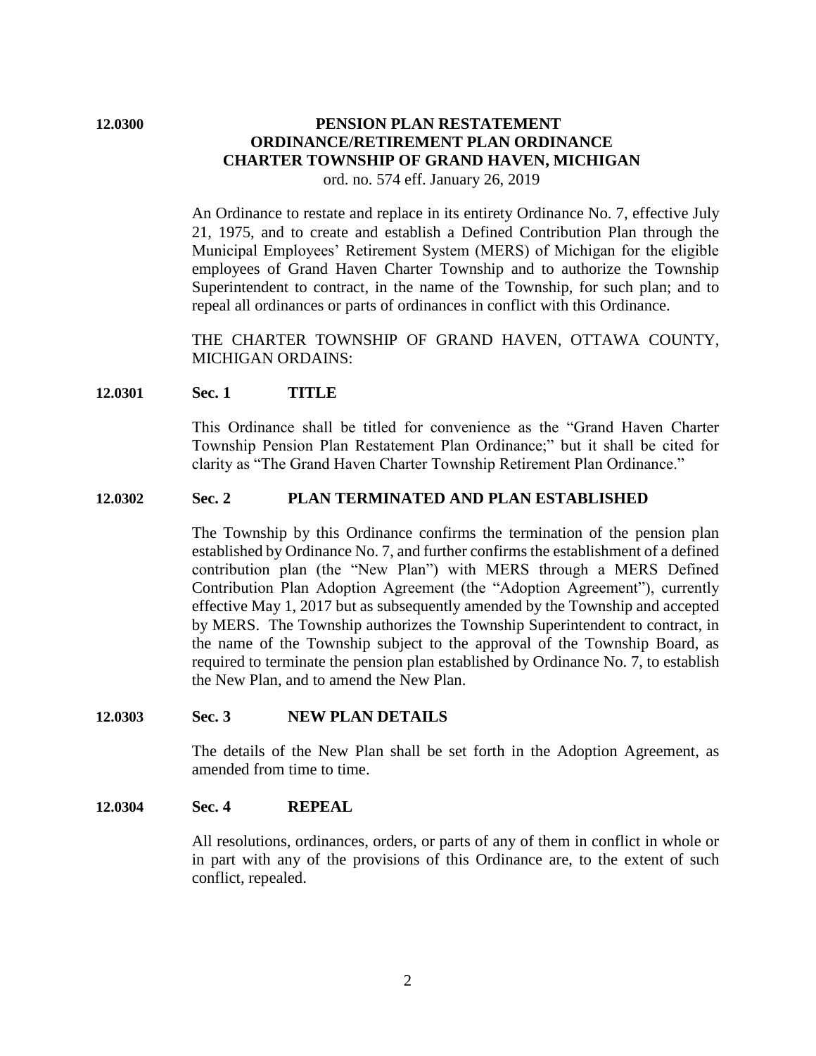## 12.0300 PENSION PLAN RESTATEMENT ORDINANCE/RETIREMENT PLAN ORDINANCE CHARTER TOWNSHIP OF GRAND HAVEN, MICHIGAN

ord. no. 574 eff. January 26, 2019

An Ordinance to restate and replace in its entirety Ordinance No. 7, effective July 21, 1975, and to create and establish a Defined Contribution Plan through the Municipal Employees' Retirement System (MERS) of Michigan for the eligible employees of Grand Haven Charter Township and to authorize the Township Superintendent to contract, in the name of the Township, for such plan; and to repeal all ordinances or parts of ordinances in conflict with this Ordinance.

THE CHARTER TOWNSHIP OF GRAND HAVEN, OTTAWA COUNTY, MICHIGAN ORDAINS:

### 12.0301 Sec. 1 TITLE

This Ordinance shall be titled for convenience as the "Grand Haven Charter Township Pension Plan Restatement Plan Ordinance;" but it shall be cited for clarity as "The Grand Haven Charter Township Retirement Plan Ordinance."

### 12.0302 Sec. 2 PLAN TERMINATED AND PLAN ESTABLISHED

The Township by this Ordinance confirms the termination of the pension plan established by Ordinance No. 7, and further confirms the establishment of a defined contribution plan (the "New Plan") with MERS through a MERS Defined Contribution Plan Adoption Agreement (the "Adoption Agreement"), currently effective May 1, 2017 but as subsequently amended by the Township and accepted by MERS. The Township authorizes the Township Superintendent to contract, in the name of the Township subject to the approval of the Township Board, as required to terminate the pension plan established by Ordinance No. 7, to establish the New Plan, and to amend the New Plan.

### 12.0303 Sec. 3 NEW PLAN DETAILS

The details of the New Plan shall be set forth in the Adoption Agreement, as amended from time to time.

### 12.0304 Sec. 4 REPEAL

All resolutions, ordinances, orders, or parts of any of them in conflict in whole or in part with any of the provisions of this Ordinance are, to the extent of such conflict, repealed.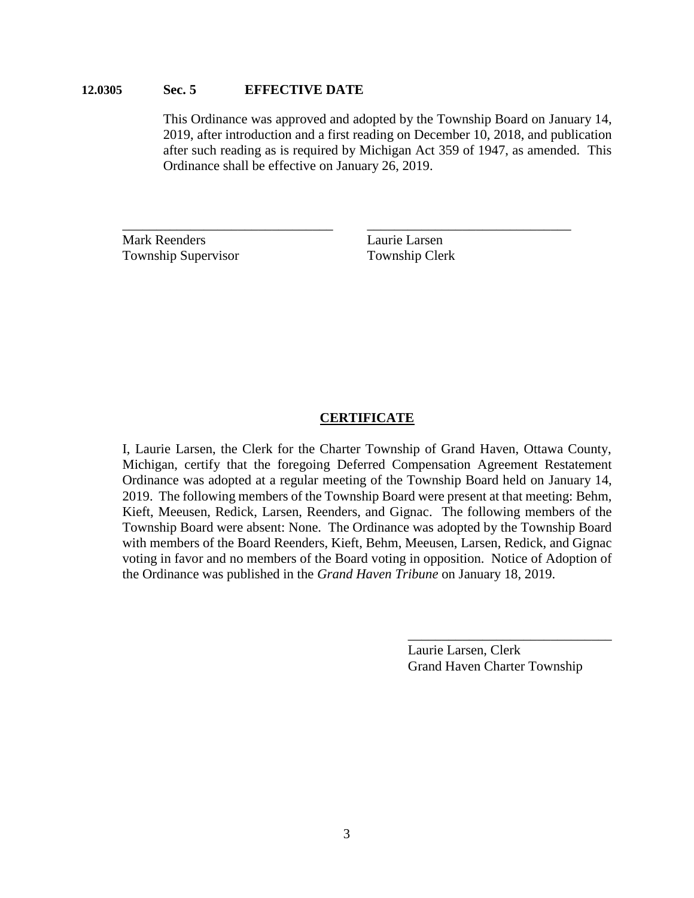**12.0305 Sec. 5 EFFECTIVE DATE**

This Ordinance was approved and adopted by the Township Board on January 14, 2019, after introduction and a first reading on December 10, 2018, and publication after such reading as is required by Michigan Act 359 of 1947, as amended. This Ordinance shall be effective on January 26, 2019.

| | |
|---|---|
| _______________________________ | _______________________________ |
| Mark Reenders | Laurie Larsen |
| Township Supervisor | Township Clerk |

**CERTIFICATE**

I, Laurie Larsen, the Clerk for the Charter Township of Grand Haven, Ottawa County, Michigan, certify that the foregoing Deferred Compensation Agreement Restatement Ordinance was adopted at a regular meeting of the Township Board held on January 14, 2019. The following members of the Township Board were present at that meeting: Behm, Kieft, Meeusen, Redick, Larsen, Reenders, and Gignac. The following members of the Township Board were absent: None. The Ordinance was adopted by the Township Board with members of the Board Reenders, Kieft, Behm, Meeusen, Larsen, Redick, and Gignac voting in favor and no members of the Board voting in opposition. Notice of Adoption of the Ordinance was published in the *Grand Haven Tribune* on January 18, 2019.

_______________________________

Laurie Larsen, Clerk
Grand Haven Charter Township